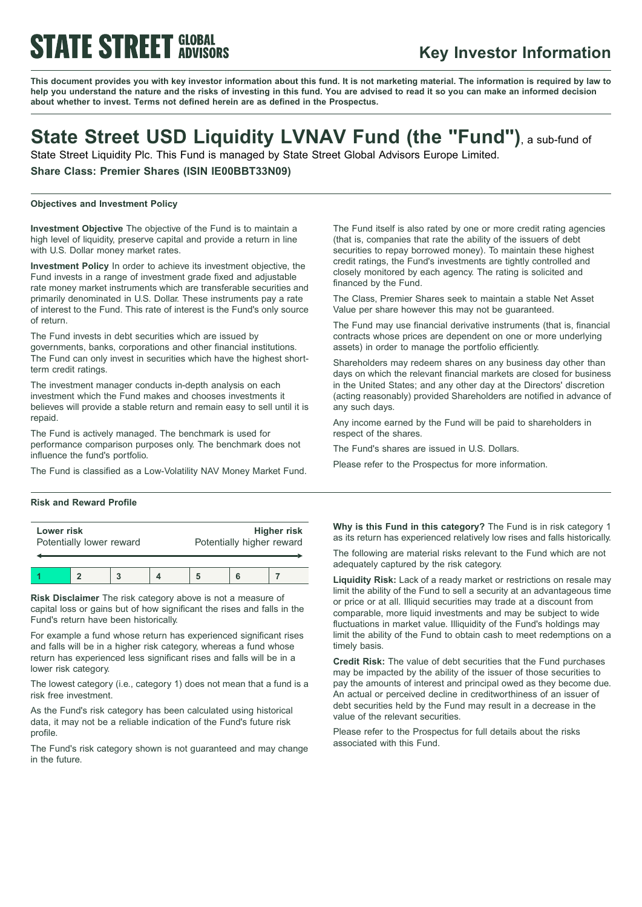**STATE STREET GLOBAL ADVISORS**

## Key Investor Information

**This document provides you with key investor information about this fund. It is not marketing material. The information is required by law to help you understand the nature and the risks of investing in this fund. You are advised to read it so you can make an informed decision about whether to invest. Terms not defined herein are as defined in the Prospectus.**

# State Street USD Liquidity LVNAV Fund (the "Fund"), a sub-fund of

State Street Liquidity Plc. This Fund is managed by State Street Global Advisors Europe Limited.

**Share Class: Premier Shares (ISIN IE00BBT33N09)**

### Objectives and Investment Policy

**Investment Objective** The objective of the Fund is to maintain a high level of liquidity, preserve capital and provide a return in line with U.S. Dollar money market rates.

**Investment Policy** In order to achieve its investment objective, the Fund invests in a range of investment grade fixed and adjustable rate money market instruments which are transferable securities and primarily denominated in U.S. Dollar. These instruments pay a rate of interest to the Fund. This rate of interest is the Fund's only source of return.

The Fund invests in debt securities which are issued by governments, banks, corporations and other financial institutions. The Fund can only invest in securities which have the highest short-term credit ratings.

The investment manager conducts in-depth analysis on each investment which the Fund makes and chooses investments it believes will provide a stable return and remain easy to sell until it is repaid.

The Fund is actively managed. The benchmark is used for performance comparison purposes only. The benchmark does not influence the fund's portfolio.

The Fund is classified as a Low-Volatility NAV Money Market Fund.

The Fund itself is also rated by one or more credit rating agencies (that is, companies that rate the ability of the issuers of debt securities to repay borrowed money). To maintain these highest credit ratings, the Fund's investments are tightly controlled and closely monitored by each agency. The rating is solicited and financed by the Fund.

The Class, Premier Shares seek to maintain a stable Net Asset Value per share however this may not be guaranteed.

The Fund may use financial derivative instruments (that is, financial contracts whose prices are dependent on one or more underlying assets) in order to manage the portfolio efficiently.

Shareholders may redeem shares on any business day other than days on which the relevant financial markets are closed for business in the United States; and any other day at the Directors' discretion (acting reasonably) provided Shareholders are notified in advance of any such days.

Any income earned by the Fund will be paid to shareholders in respect of the shares.

The Fund's shares are issued in U.S. Dollars.

Please refer to the Prospectus for more information.

### Risk and Reward Profile

| **Lower risk**<br>Potentially lower reward | | | | | | **Higher risk**<br>Potentially higher reward |
|---|---|---|---|---|---|---|
| **1** | **2** | **3** | **4** | **5** | **6** | **7** |

**Risk Disclaimer** The risk category above is not a measure of capital loss or gains but of how significant the rises and falls in the Fund's return have been historically.

For example a fund whose return has experienced significant rises and falls will be in a higher risk category, whereas a fund whose return has experienced less significant rises and falls will be in a lower risk category.

The lowest category (i.e., category 1) does not mean that a fund is a risk free investment.

As the Fund's risk category has been calculated using historical data, it may not be a reliable indication of the Fund's future risk profile.

The Fund's risk category shown is not guaranteed and may change in the future.

**Why is this Fund in this category?** The Fund is in risk category 1 as its return has experienced relatively low rises and falls historically.

The following are material risks relevant to the Fund which are not adequately captured by the risk category.

**Liquidity Risk:** Lack of a ready market or restrictions on resale may limit the ability of the Fund to sell a security at an advantageous time or price or at all. Illiquid securities may trade at a discount from comparable, more liquid investments and may be subject to wide fluctuations in market value. Illiquidity of the Fund's holdings may limit the ability of the Fund to obtain cash to meet redemptions on a timely basis.

**Credit Risk:** The value of debt securities that the Fund purchases may be impacted by the ability of the issuer of those securities to pay the amounts of interest and principal owed as they become due. An actual or perceived decline in creditworthiness of an issuer of debt securities held by the Fund may result in a decrease in the value of the relevant securities.

Please refer to the Prospectus for full details about the risks associated with this Fund.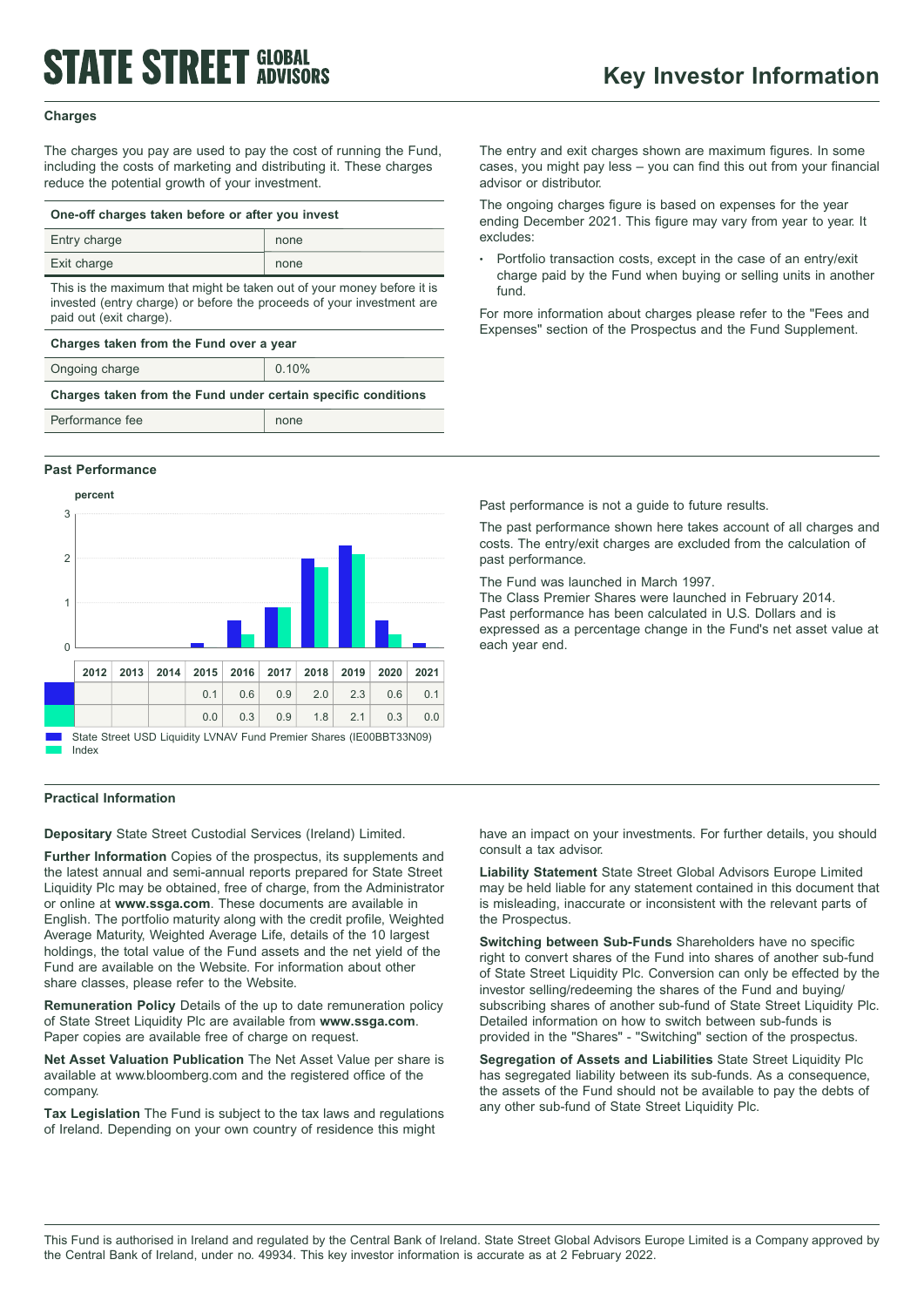## Charges

The charges you pay are used to pay the cost of running the Fund, including the costs of marketing and distributing it. These charges reduce the potential growth of your investment.

| One-off charges taken before or after you invest | |
|---|---|
| Entry charge | none |
| Exit charge | none |

This is the maximum that might be taken out of your money before it is invested (entry charge) or before the proceeds of your investment are paid out (exit charge).

| Charges taken from the Fund over a year | |
|---|---|
| Ongoing charge | 0.10% |

| Charges taken from the Fund under certain specific conditions | |
|---|---|
| Performance fee | none |

The entry and exit charges shown are maximum figures. In some cases, you might pay less – you can find this out from your financial advisor or distributor.

The ongoing charges figure is based on expenses for the year ending December 2021. This figure may vary from year to year. It excludes:

- Portfolio transaction costs, except in the case of an entry/exit charge paid by the Fund when buying or selling units in another fund.

For more information about charges please refer to the "Fees and Expenses" section of the Prospectus and the Fund Supplement.

## Past Performance

percent

3
2
1
0

| | 2012 | 2013 | 2014 | 2015 | 2016 | 2017 | 2018 | 2019 | 2020 | 2021 |
|---|---|---|---|---|---|---|---|---|---|---|
| State Street USD Liquidity LVNAV Fund Premier Shares (IE00BBT33N09) | | | | 0.1 | 0.6 | 0.9 | 2.0 | 2.3 | 0.6 | 0.1 |
| Index | | | | 0.0 | 0.3 | 0.9 | 1.8 | 2.1 | 0.3 | 0.0 |

State Street USD Liquidity LVNAV Fund Premier Shares (IE00BBT33N09)
Index

Past performance is not a guide to future results.

The past performance shown here takes account of all charges and costs. The entry/exit charges are excluded from the calculation of past performance.

The Fund was launched in March 1997.
The Class Premier Shares were launched in February 2014.
Past performance has been calculated in U.S. Dollars and is expressed as a percentage change in the Fund's net asset value at each year end.

## Practical Information

**Depositary** State Street Custodial Services (Ireland) Limited.

**Further Information** Copies of the prospectus, its supplements and the latest annual and semi-annual reports prepared for State Street Liquidity Plc may be obtained, free of charge, from the Administrator or online at **www.ssga.com**. These documents are available in English. The portfolio maturity along with the credit profile, Weighted Average Maturity, Weighted Average Life, details of the 10 largest holdings, the total value of the Fund assets and the net yield of the Fund are available on the Website. For information about other share classes, please refer to the Website.

**Remuneration Policy** Details of the up to date remuneration policy of State Street Liquidity Plc are available from **www.ssga.com**. Paper copies are available free of charge on request.

**Net Asset Valuation Publication** The Net Asset Value per share is available at www.bloomberg.com and the registered office of the company.

**Tax Legislation** The Fund is subject to the tax laws and regulations of Ireland. Depending on your own country of residence this might have an impact on your investments. For further details, you should consult a tax advisor.

**Liability Statement** State Street Global Advisors Europe Limited may be held liable for any statement contained in this document that is misleading, inaccurate or inconsistent with the relevant parts of the Prospectus.

**Switching between Sub-Funds** Shareholders have no specific right to convert shares of the Fund into shares of another sub-fund of State Street Liquidity Plc. Conversion can only be effected by the investor selling/redeeming the shares of the Fund and buying/subscribing shares of another sub-fund of State Street Liquidity Plc. Detailed information on how to switch between sub-funds is provided in the "Shares" - "Switching" section of the prospectus.

**Segregation of Assets and Liabilities** State Street Liquidity Plc has segregated liability between its sub-funds. As a consequence, the assets of the Fund should not be available to pay the debts of any other sub-fund of State Street Liquidity Plc.

This Fund is authorised in Ireland and regulated by the Central Bank of Ireland. State Street Global Advisors Europe Limited is a Company approved by the Central Bank of Ireland, under no. 49934. This key investor information is accurate as at 2 February 2022.